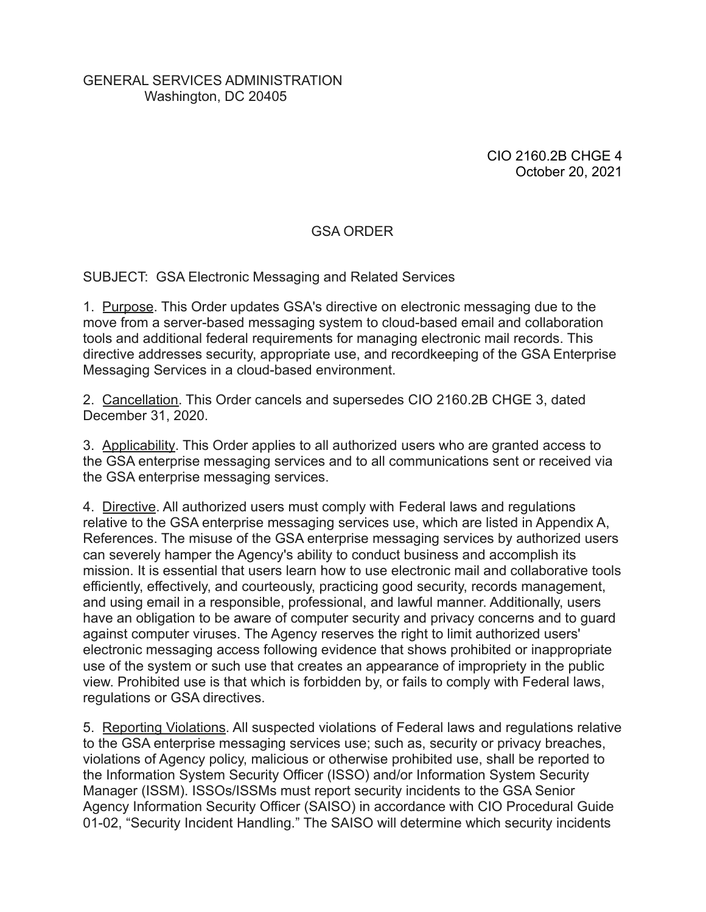GENERAL SERVICES ADMINISTRATION
Washington, DC 20405

CIO 2160.2B CHGE 4
October 20, 2021

# GSA ORDER

SUBJECT: GSA Electronic Messaging and Related Services

1. Purpose. This Order updates GSA's directive on electronic messaging due to the move from a server-based messaging system to cloud-based email and collaboration tools and additional federal requirements for managing electronic mail records. This directive addresses security, appropriate use, and recordkeeping of the GSA Enterprise Messaging Services in a cloud-based environment.

2. Cancellation. This Order cancels and supersedes CIO 2160.2B CHGE 3, dated December 31, 2020.

3. Applicability. This Order applies to all authorized users who are granted access to the GSA enterprise messaging services and to all communications sent or received via the GSA enterprise messaging services.

4. Directive. All authorized users must comply with Federal laws and regulations relative to the GSA enterprise messaging services use, which are listed in Appendix A, References. The misuse of the GSA enterprise messaging services by authorized users can severely hamper the Agency's ability to conduct business and accomplish its mission. It is essential that users learn how to use electronic mail and collaborative tools efficiently, effectively, and courteously, practicing good security, records management, and using email in a responsible, professional, and lawful manner. Additionally, users have an obligation to be aware of computer security and privacy concerns and to guard against computer viruses. The Agency reserves the right to limit authorized users' electronic messaging access following evidence that shows prohibited or inappropriate use of the system or such use that creates an appearance of impropriety in the public view. Prohibited use is that which is forbidden by, or fails to comply with Federal laws, regulations or GSA directives.

5. Reporting Violations. All suspected violations of Federal laws and regulations relative to the GSA enterprise messaging services use; such as, security or privacy breaches, violations of Agency policy, malicious or otherwise prohibited use, shall be reported to the Information System Security Officer (ISSO) and/or Information System Security Manager (ISSM). ISSOs/ISSMs must report security incidents to the GSA Senior Agency Information Security Officer (SAISO) in accordance with CIO Procedural Guide 01-02, "Security Incident Handling." The SAISO will determine which security incidents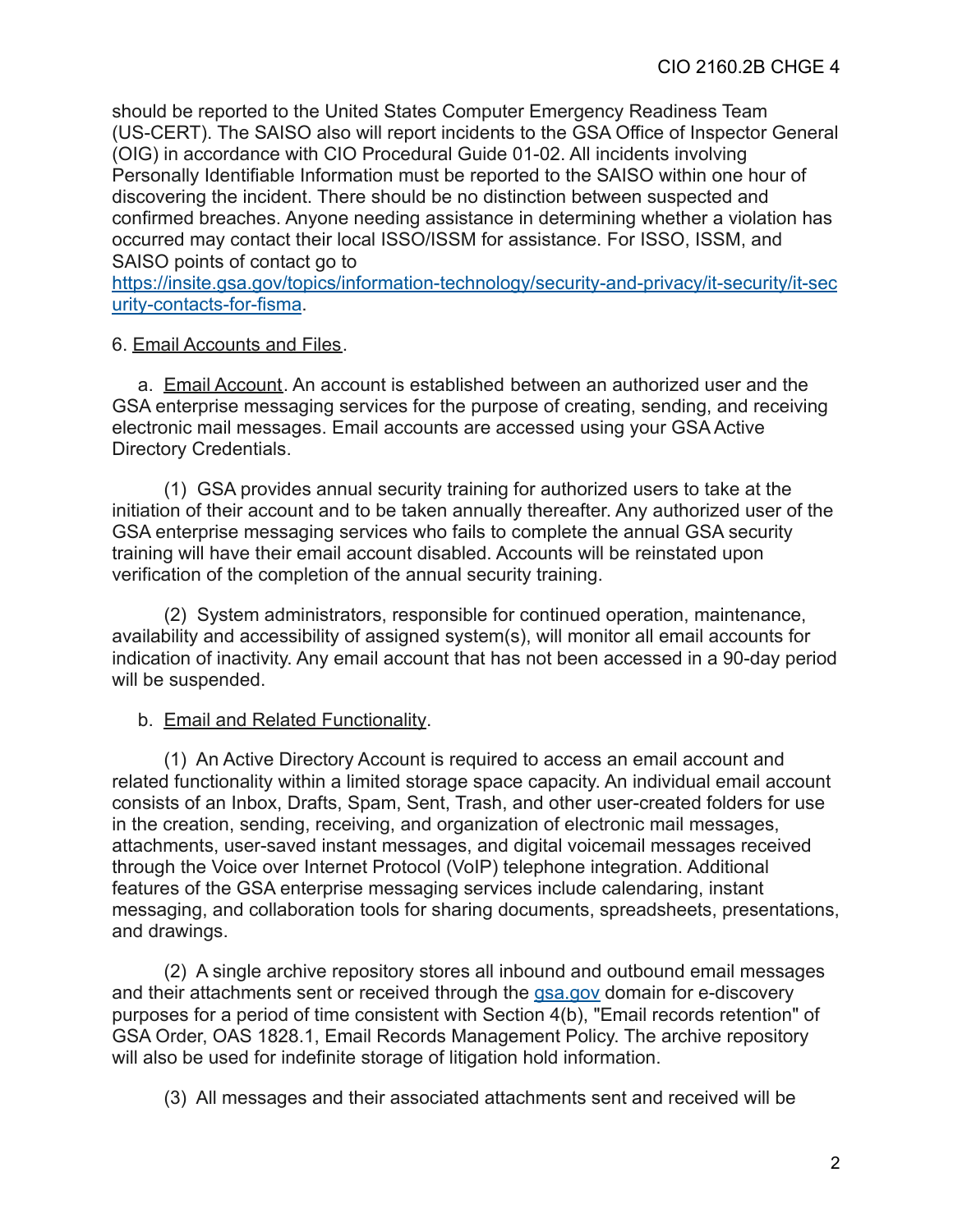should be reported to the United States Computer Emergency Readiness Team (US-CERT). The SAISO also will report incidents to the GSA Office of Inspector General (OIG) in accordance with CIO Procedural Guide 01-02. All incidents involving Personally Identifiable Information must be reported to the SAISO within one hour of discovering the incident. There should be no distinction between suspected and confirmed breaches. Anyone needing assistance in determining whether a violation has occurred may contact their local ISSO/ISSM for assistance. For ISSO, ISSM, and SAISO points of contact go to [https://insite.gsa.gov/topics/information-technology/security-and-privacy/it-security/it-security-contacts-for-fisma](https://insite.gsa.gov/topics/information-technology/security-and-privacy/it-security/it-security-contacts-for-fisma).

6. Email Accounts and Files.

a. Email Account. An account is established between an authorized user and the GSA enterprise messaging services for the purpose of creating, sending, and receiving electronic mail messages. Email accounts are accessed using your GSA Active Directory Credentials.

(1) GSA provides annual security training for authorized users to take at the initiation of their account and to be taken annually thereafter. Any authorized user of the GSA enterprise messaging services who fails to complete the annual GSA security training will have their email account disabled. Accounts will be reinstated upon verification of the completion of the annual security training.

(2) System administrators, responsible for continued operation, maintenance, availability and accessibility of assigned system(s), will monitor all email accounts for indication of inactivity. Any email account that has not been accessed in a 90-day period will be suspended.

b. Email and Related Functionality.

(1) An Active Directory Account is required to access an email account and related functionality within a limited storage space capacity. An individual email account consists of an Inbox, Drafts, Spam, Sent, Trash, and other user-created folders for use in the creation, sending, receiving, and organization of electronic mail messages, attachments, user-saved instant messages, and digital voicemail messages received through the Voice over Internet Protocol (VoIP) telephone integration. Additional features of the GSA enterprise messaging services include calendaring, instant messaging, and collaboration tools for sharing documents, spreadsheets, presentations, and drawings.

(2) A single archive repository stores all inbound and outbound email messages and their attachments sent or received through the [gsa.gov](gsa.gov) domain for e-discovery purposes for a period of time consistent with Section 4(b), "Email records retention" of GSA Order, OAS 1828.1, Email Records Management Policy. The archive repository will also be used for indefinite storage of litigation hold information.

(3) All messages and their associated attachments sent and received will be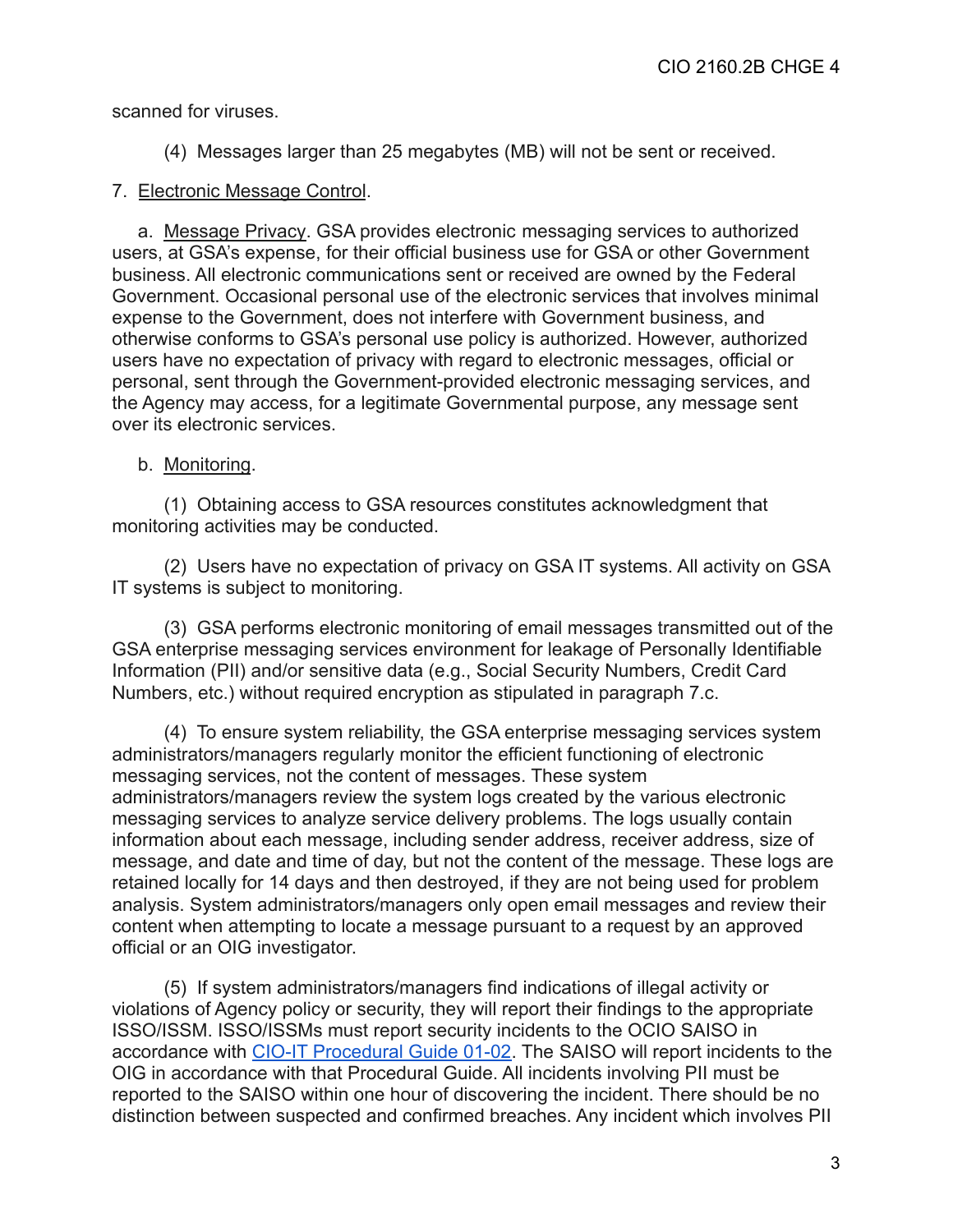scanned for viruses.

(4) Messages larger than 25 megabytes (MB) will not be sent or received.

7. Electronic Message Control.

a. Message Privacy. GSA provides electronic messaging services to authorized users, at GSA's expense, for their official business use for GSA or other Government business. All electronic communications sent or received are owned by the Federal Government. Occasional personal use of the electronic services that involves minimal expense to the Government, does not interfere with Government business, and otherwise conforms to GSA's personal use policy is authorized. However, authorized users have no expectation of privacy with regard to electronic messages, official or personal, sent through the Government-provided electronic messaging services, and the Agency may access, for a legitimate Governmental purpose, any message sent over its electronic services.

b. Monitoring.

(1) Obtaining access to GSA resources constitutes acknowledgment that monitoring activities may be conducted.

(2) Users have no expectation of privacy on GSA IT systems. All activity on GSA IT systems is subject to monitoring.

(3) GSA performs electronic monitoring of email messages transmitted out of the GSA enterprise messaging services environment for leakage of Personally Identifiable Information (PII) and/or sensitive data (e.g., Social Security Numbers, Credit Card Numbers, etc.) without required encryption as stipulated in paragraph 7.c.

(4) To ensure system reliability, the GSA enterprise messaging services system administrators/managers regularly monitor the efficient functioning of electronic messaging services, not the content of messages. These system administrators/managers review the system logs created by the various electronic messaging services to analyze service delivery problems. The logs usually contain information about each message, including sender address, receiver address, size of message, and date and time of day, but not the content of the message. These logs are retained locally for 14 days and then destroyed, if they are not being used for problem analysis. System administrators/managers only open email messages and review their content when attempting to locate a message pursuant to a request by an approved official or an OIG investigator.

(5) If system administrators/managers find indications of illegal activity or violations of Agency policy or security, they will report their findings to the appropriate ISSO/ISSM. ISSO/ISSMs must report security incidents to the OCIO SAISO in accordance with [CIO-IT Procedural Guide 01-02](). The SAISO will report incidents to the OIG in accordance with that Procedural Guide. All incidents involving PII must be reported to the SAISO within one hour of discovering the incident. There should be no distinction between suspected and confirmed breaches. Any incident which involves PII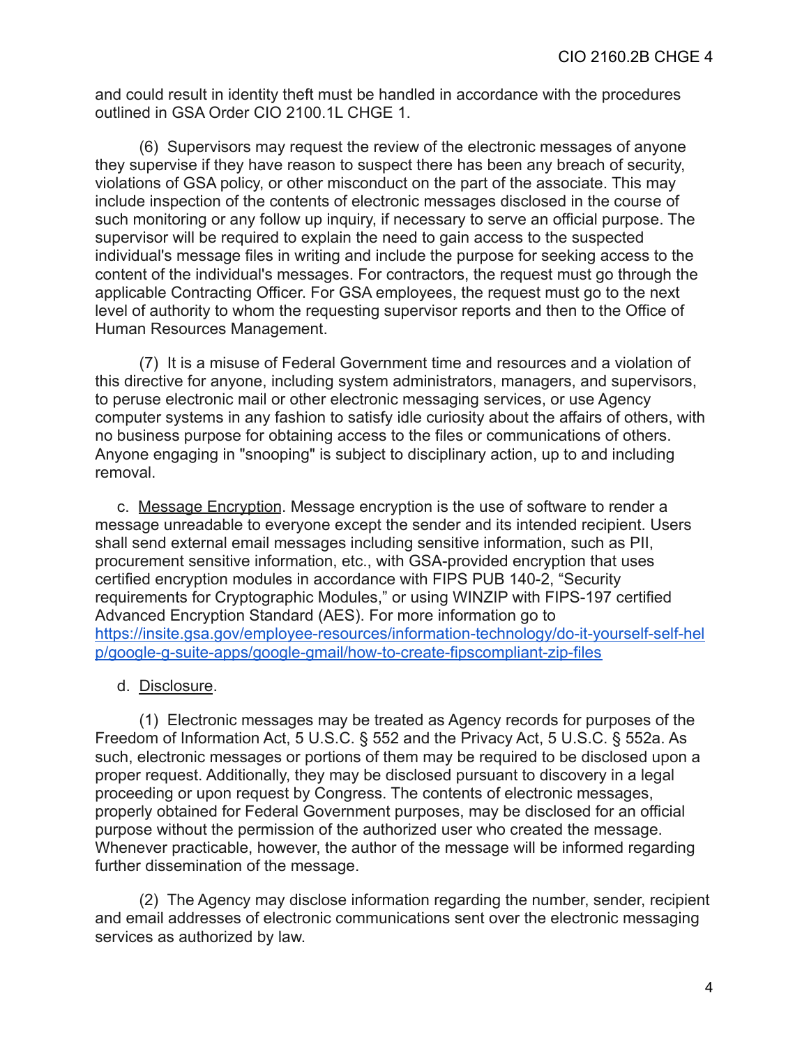and could result in identity theft must be handled in accordance with the procedures outlined in GSA Order CIO 2100.1L CHGE 1.

(6) Supervisors may request the review of the electronic messages of anyone they supervise if they have reason to suspect there has been any breach of security, violations of GSA policy, or other misconduct on the part of the associate. This may include inspection of the contents of electronic messages disclosed in the course of such monitoring or any follow up inquiry, if necessary to serve an official purpose. The supervisor will be required to explain the need to gain access to the suspected individual's message files in writing and include the purpose for seeking access to the content of the individual's messages. For contractors, the request must go through the applicable Contracting Officer. For GSA employees, the request must go to the next level of authority to whom the requesting supervisor reports and then to the Office of Human Resources Management.

(7) It is a misuse of Federal Government time and resources and a violation of this directive for anyone, including system administrators, managers, and supervisors, to peruse electronic mail or other electronic messaging services, or use Agency computer systems in any fashion to satisfy idle curiosity about the affairs of others, with no business purpose for obtaining access to the files or communications of others. Anyone engaging in "snooping" is subject to disciplinary action, up to and including removal.

c. Message Encryption. Message encryption is the use of software to render a message unreadable to everyone except the sender and its intended recipient. Users shall send external email messages including sensitive information, such as PII, procurement sensitive information, etc., with GSA-provided encryption that uses certified encryption modules in accordance with FIPS PUB 140-2, "Security requirements for Cryptographic Modules," or using WINZIP with FIPS-197 certified Advanced Encryption Standard (AES). For more information go to [https://insite.gsa.gov/employee-resources/information-technology/do-it-yourself-self-help/google-g-suite-apps/google-gmail/how-to-create-fipscompliant-zip-files](https://insite.gsa.gov/employee-resources/information-technology/do-it-yourself-self-help/google-g-suite-apps/google-gmail/how-to-create-fipscompliant-zip-files)

d. Disclosure.

(1) Electronic messages may be treated as Agency records for purposes of the Freedom of Information Act, 5 U.S.C. § 552 and the Privacy Act, 5 U.S.C. § 552*a*. As such, electronic messages or portions of them may be required to be disclosed upon a proper request. Additionally, they may be disclosed pursuant to discovery in a legal proceeding or upon request by Congress. The contents of electronic messages, properly obtained for Federal Government purposes, may be disclosed for an official purpose without the permission of the authorized user who created the message. Whenever practicable, however, the author of the message will be informed regarding further dissemination of the message.

(2) The Agency may disclose information regarding the number, sender, recipient and email addresses of electronic communications sent over the electronic messaging services as authorized by law.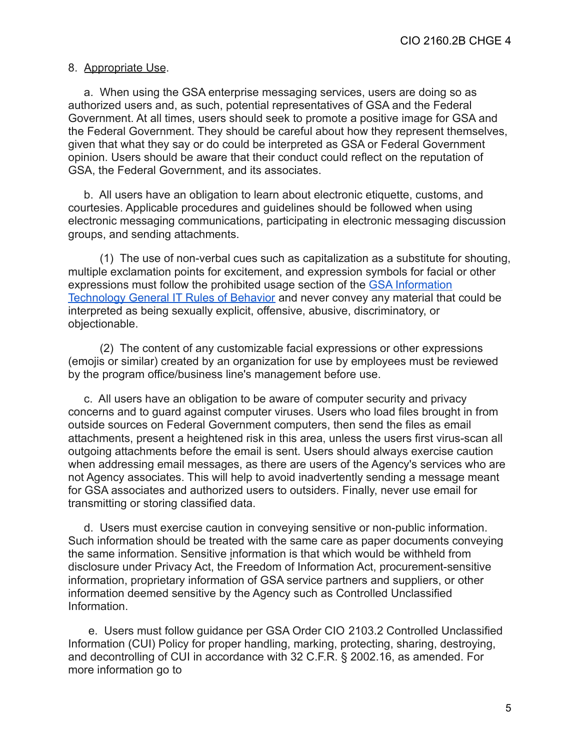8. Appropriate Use.

a. When using the GSA enterprise messaging services, users are doing so as authorized users and, as such, potential representatives of GSA and the Federal Government. At all times, users should seek to promote a positive image for GSA and the Federal Government. They should be careful about how they represent themselves, given that what they say or do could be interpreted as GSA or Federal Government opinion. Users should be aware that their conduct could reflect on the reputation of GSA, the Federal Government, and its associates.

b. All users have an obligation to learn about electronic etiquette, customs, and courtesies. Applicable procedures and guidelines should be followed when using electronic messaging communications, participating in electronic messaging discussion groups, and sending attachments.

(1) The use of non-verbal cues such as capitalization as a substitute for shouting, multiple exclamation points for excitement, and expression symbols for facial or other expressions must follow the prohibited usage section of the [GSA Information Technology General IT Rules of Behavior]() and never convey any material that could be interpreted as being sexually explicit, offensive, abusive, discriminatory, or objectionable.

(2) The content of any customizable facial expressions or other expressions (emojis or similar) created by an organization for use by employees must be reviewed by the program office/business line's management before use.

c. All users have an obligation to be aware of computer security and privacy concerns and to guard against computer viruses. Users who load files brought in from outside sources on Federal Government computers, then send the files as email attachments, present a heightened risk in this area, unless the users first virus-scan all outgoing attachments before the email is sent. Users should always exercise caution when addressing email messages, as there are users of the Agency's services who are not Agency associates. This will help to avoid inadvertently sending a message meant for GSA associates and authorized users to outsiders. Finally, never use email for transmitting or storing classified data.

d. Users must exercise caution in conveying sensitive or non-public information. Such information should be treated with the same care as paper documents conveying the same information. Sensitive information is that which would be withheld from disclosure under Privacy Act, the Freedom of Information Act, procurement-sensitive information, proprietary information of GSA service partners and suppliers, or other information deemed sensitive by the Agency such as Controlled Unclassified Information.

e. Users must follow guidance per GSA Order CIO 2103.2 Controlled Unclassified Information (CUI) Policy for proper handling, marking, protecting, sharing, destroying, and decontrolling of CUI in accordance with 32 C.F.R. § 2002.16, as amended. For more information go to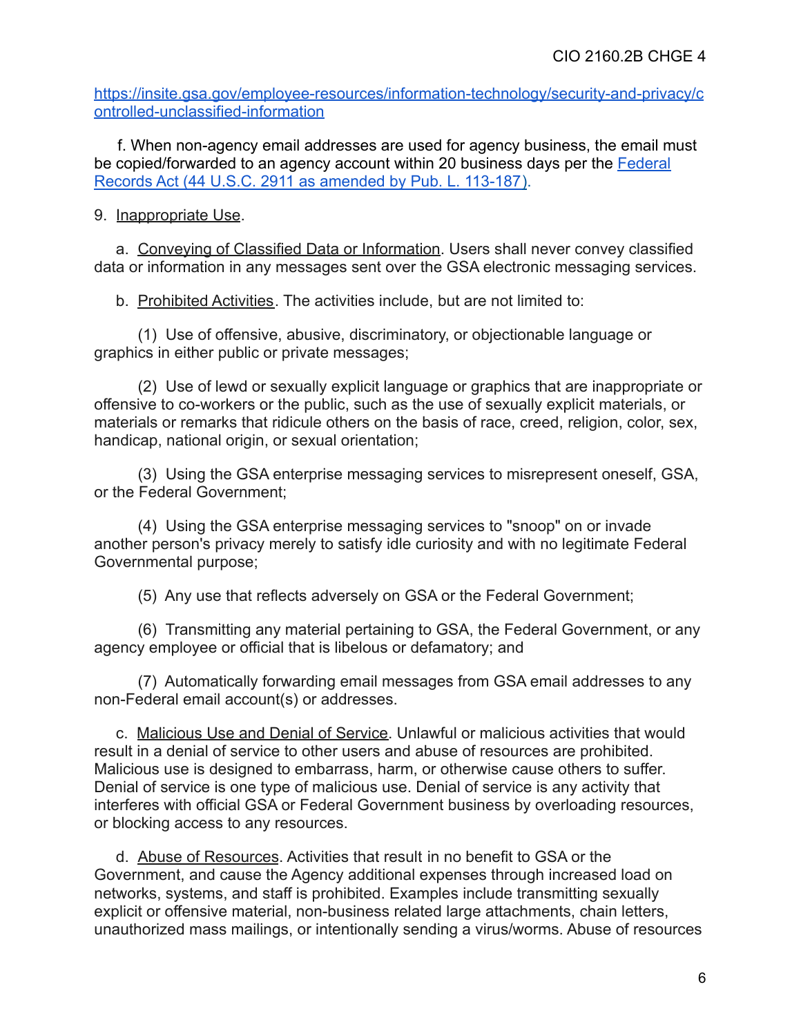[https://insite.gsa.gov/employee-resources/information-technology/security-and-privacy/controlled-unclassified-information](https://insite.gsa.gov/employee-resources/information-technology/security-and-privacy/controlled-unclassified-information)

f. When non-agency email addresses are used for agency business, the email must be copied/forwarded to an agency account within 20 business days per the [Federal Records Act (44 U.S.C. 2911 as amended by Pub. L. 113-187)](#).

9. Inappropriate Use.

a. Conveying of Classified Data or Information. Users shall never convey classified data or information in any messages sent over the GSA electronic messaging services.

b. Prohibited Activities. The activities include, but are not limited to:

(1) Use of offensive, abusive, discriminatory, or objectionable language or graphics in either public or private messages;

(2) Use of lewd or sexually explicit language or graphics that are inappropriate or offensive to co-workers or the public, such as the use of sexually explicit materials, or materials or remarks that ridicule others on the basis of race, creed, religion, color, sex, handicap, national origin, or sexual orientation;

(3) Using the GSA enterprise messaging services to misrepresent oneself, GSA, or the Federal Government;

(4) Using the GSA enterprise messaging services to "snoop" on or invade another person's privacy merely to satisfy idle curiosity and with no legitimate Federal Governmental purpose;

(5) Any use that reflects adversely on GSA or the Federal Government;

(6) Transmitting any material pertaining to GSA, the Federal Government, or any agency employee or official that is libelous or defamatory; and

(7) Automatically forwarding email messages from GSA email addresses to any non-Federal email account(s) or addresses.

c. Malicious Use and Denial of Service. Unlawful or malicious activities that would result in a denial of service to other users and abuse of resources are prohibited. Malicious use is designed to embarrass, harm, or otherwise cause others to suffer. Denial of service is one type of malicious use. Denial of service is any activity that interferes with official GSA or Federal Government business by overloading resources, or blocking access to any resources.

d. Abuse of Resources. Activities that result in no benefit to GSA or the Government, and cause the Agency additional expenses through increased load on networks, systems, and staff is prohibited. Examples include transmitting sexually explicit or offensive material, non-business related large attachments, chain letters, unauthorized mass mailings, or intentionally sending a virus/worms. Abuse of resources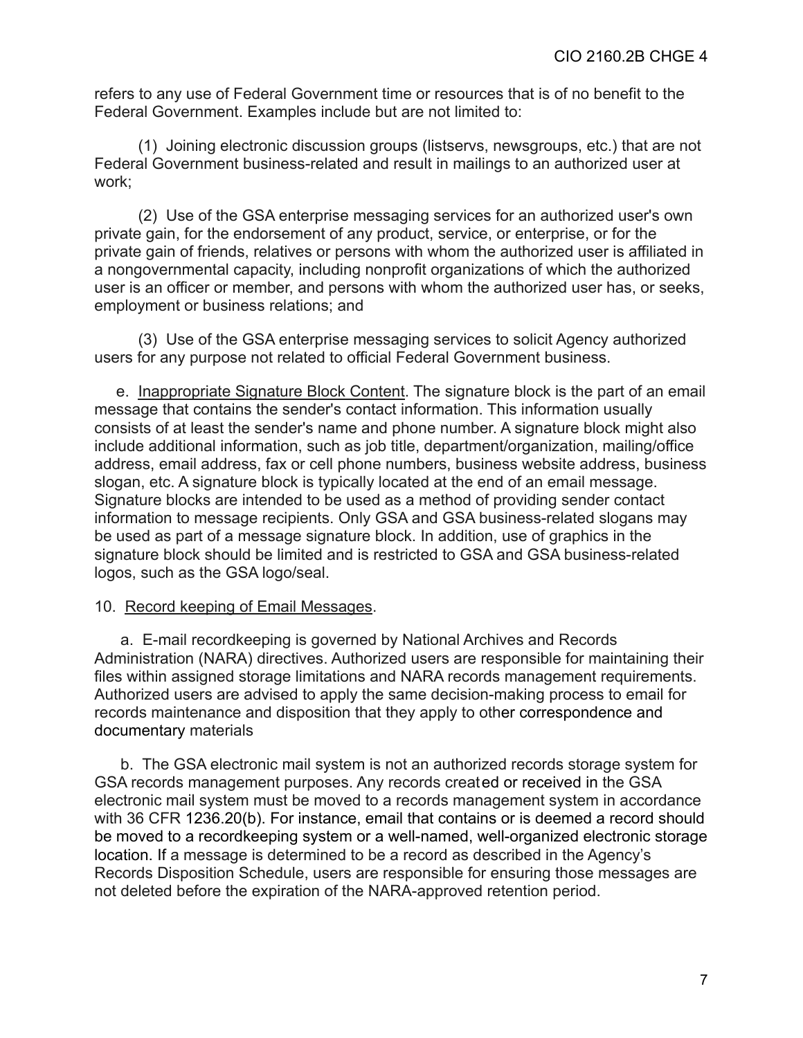refers to any use of Federal Government time or resources that is of no benefit to the Federal Government. Examples include but are not limited to:

(1) Joining electronic discussion groups (listservs, newsgroups, etc.) that are not Federal Government business-related and result in mailings to an authorized user at work;

(2) Use of the GSA enterprise messaging services for an authorized user's own private gain, for the endorsement of any product, service, or enterprise, or for the private gain of friends, relatives or persons with whom the authorized user is affiliated in a nongovernmental capacity, including nonprofit organizations of which the authorized user is an officer or member, and persons with whom the authorized user has, or seeks, employment or business relations; and

(3) Use of the GSA enterprise messaging services to solicit Agency authorized users for any purpose not related to official Federal Government business.

e. Inappropriate Signature Block Content. The signature block is the part of an email message that contains the sender's contact information. This information usually consists of at least the sender's name and phone number. A signature block might also include additional information, such as job title, department/organization, mailing/office address, email address, fax or cell phone numbers, business website address, business slogan, etc. A signature block is typically located at the end of an email message. Signature blocks are intended to be used as a method of providing sender contact information to message recipients. Only GSA and GSA business-related slogans may be used as part of a message signature block. In addition, use of graphics in the signature block should be limited and is restricted to GSA and GSA business-related logos, such as the GSA logo/seal.

10. Record keeping of Email Messages.

a. E-mail recordkeeping is governed by National Archives and Records Administration (NARA) directives. Authorized users are responsible for maintaining their files within assigned storage limitations and NARA records management requirements. Authorized users are advised to apply the same decision-making process to email for records maintenance and disposition that they apply to other correspondence and documentary materials

b. The GSA electronic mail system is not an authorized records storage system for GSA records management purposes. Any records created or received in the GSA electronic mail system must be moved to a records management system in accordance with 36 CFR 1236.20(b). For instance, email that contains or is deemed a record should be moved to a recordkeeping system or a well-named, well-organized electronic storage location. If a message is determined to be a record as described in the Agency's Records Disposition Schedule, users are responsible for ensuring those messages are not deleted before the expiration of the NARA-approved retention period.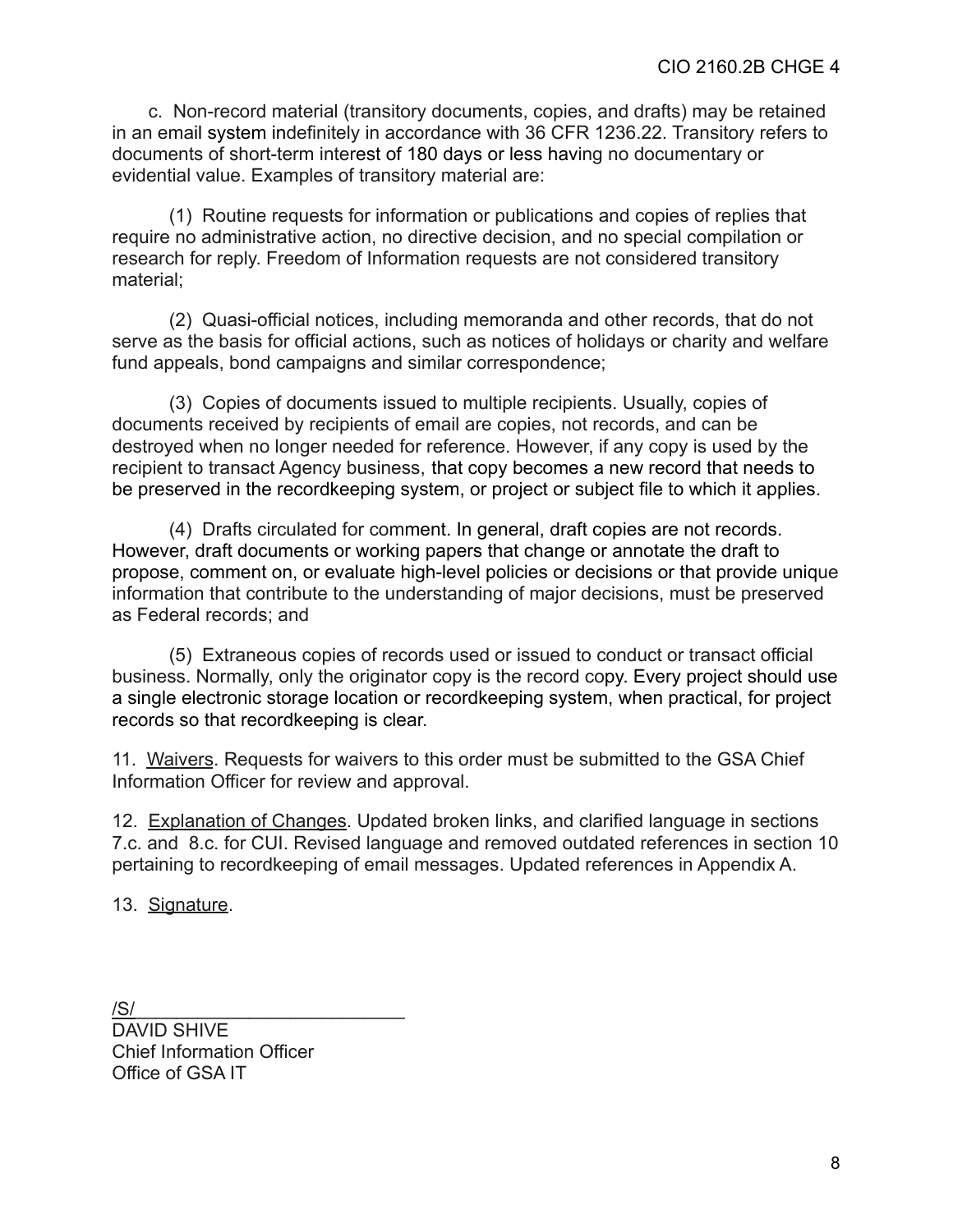c. Non-record material (transitory documents, copies, and drafts) may be retained in an email system indefinitely in accordance with 36 CFR 1236.22. Transitory refers to documents of short-term interest of 180 days or less having no documentary or evidential value. Examples of transitory material are:

(1) Routine requests for information or publications and copies of replies that require no administrative action, no directive decision, and no special compilation or research for reply. Freedom of Information requests are not considered transitory material;

(2) Quasi-official notices, including memoranda and other records, that do not serve as the basis for official actions, such as notices of holidays or charity and welfare fund appeals, bond campaigns and similar correspondence;

(3) Copies of documents issued to multiple recipients. Usually, copies of documents received by recipients of email are copies, not records, and can be destroyed when no longer needed for reference. However, if any copy is used by the recipient to transact Agency business, that copy becomes a new record that needs to be preserved in the recordkeeping system, or project or subject file to which it applies.

(4) Drafts circulated for comment. In general, draft copies are not records. However, draft documents or working papers that change or annotate the draft to propose, comment on, or evaluate high-level policies or decisions or that provide unique information that contribute to the understanding of major decisions, must be preserved as Federal records; and

(5) Extraneous copies of records used or issued to conduct or transact official business. Normally, only the originator copy is the record copy. Every project should use a single electronic storage location or recordkeeping system, when practical, for project records so that recordkeeping is clear.

11. Waivers. Requests for waivers to this order must be submitted to the GSA Chief Information Officer for review and approval.

12. Explanation of Changes. Updated broken links, and clarified language in sections 7.c. and 8.c. for CUI. Revised language and removed outdated references in section 10 pertaining to recordkeeping of email messages. Updated references in Appendix A.

13. Signature.

/S/

DAVID SHIVE
Chief Information Officer
Office of GSA IT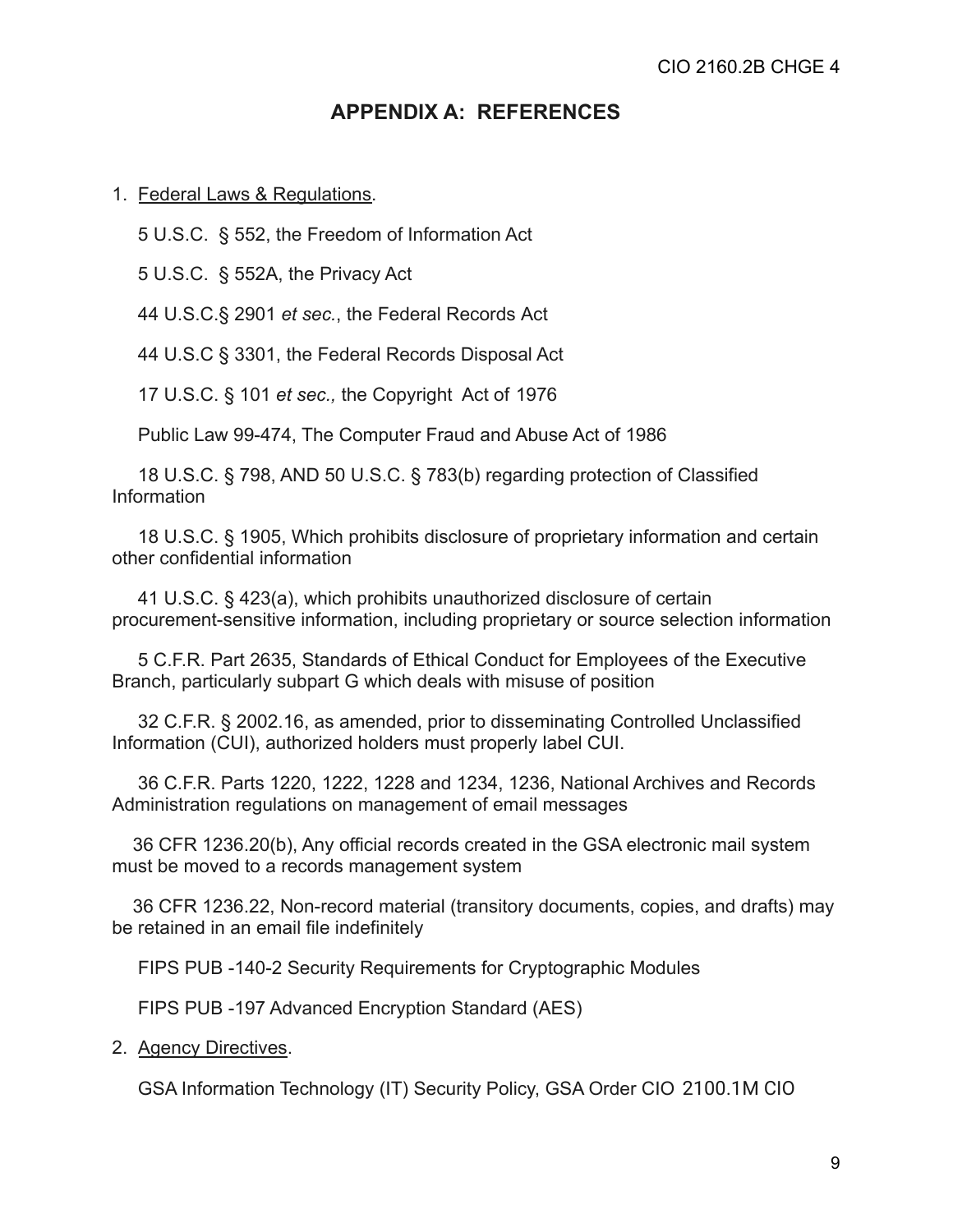## APPENDIX A: REFERENCES

1. Federal Laws & Regulations.

   5 U.S.C. § 552, the Freedom of Information Act

   5 U.S.C. § 552A, the Privacy Act

   44 U.S.C.§ 2901 *et sec.*, the Federal Records Act

   44 U.S.C § 3301, the Federal Records Disposal Act

   17 U.S.C. § 101 *et sec.,* the Copyright Act of 1976

   Public Law 99-474, The Computer Fraud and Abuse Act of 1986

   18 U.S.C. § 798, AND 50 U.S.C. § 783(b) regarding protection of Classified Information

   18 U.S.C. § 1905, Which prohibits disclosure of proprietary information and certain other confidential information

   41 U.S.C. § 423(a), which prohibits unauthorized disclosure of certain procurement-sensitive information, including proprietary or source selection information

   5 C.F.R. Part 2635, Standards of Ethical Conduct for Employees of the Executive Branch, particularly subpart G which deals with misuse of position

   32 C.F.R. § 2002.16, as amended, prior to disseminating Controlled Unclassified Information (CUI), authorized holders must properly label CUI.

   36 C.F.R. Parts 1220, 1222, 1228 and 1234, 1236, National Archives and Records Administration regulations on management of email messages

   36 CFR 1236.20(b), Any official records created in the GSA electronic mail system must be moved to a records management system

   36 CFR 1236.22, Non-record material (transitory documents, copies, and drafts) may be retained in an email file indefinitely

   FIPS PUB -140-2 Security Requirements for Cryptographic Modules

   FIPS PUB -197 Advanced Encryption Standard (AES)

2. Agency Directives.

   GSA Information Technology (IT) Security Policy, GSA Order CIO 2100.1M CIO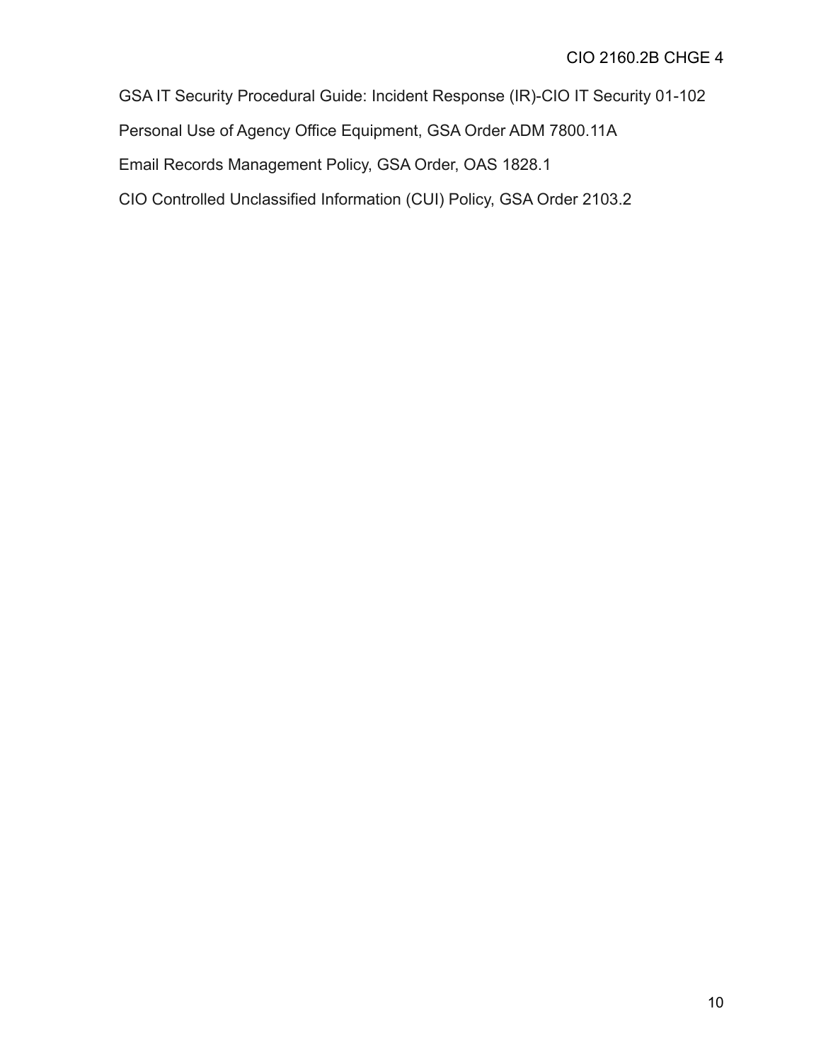GSA IT Security Procedural Guide: Incident Response (IR)-CIO IT Security 01-102

Personal Use of Agency Office Equipment, GSA Order ADM 7800.11A

Email Records Management Policy, GSA Order, OAS 1828.1

CIO Controlled Unclassified Information (CUI) Policy, GSA Order 2103.2